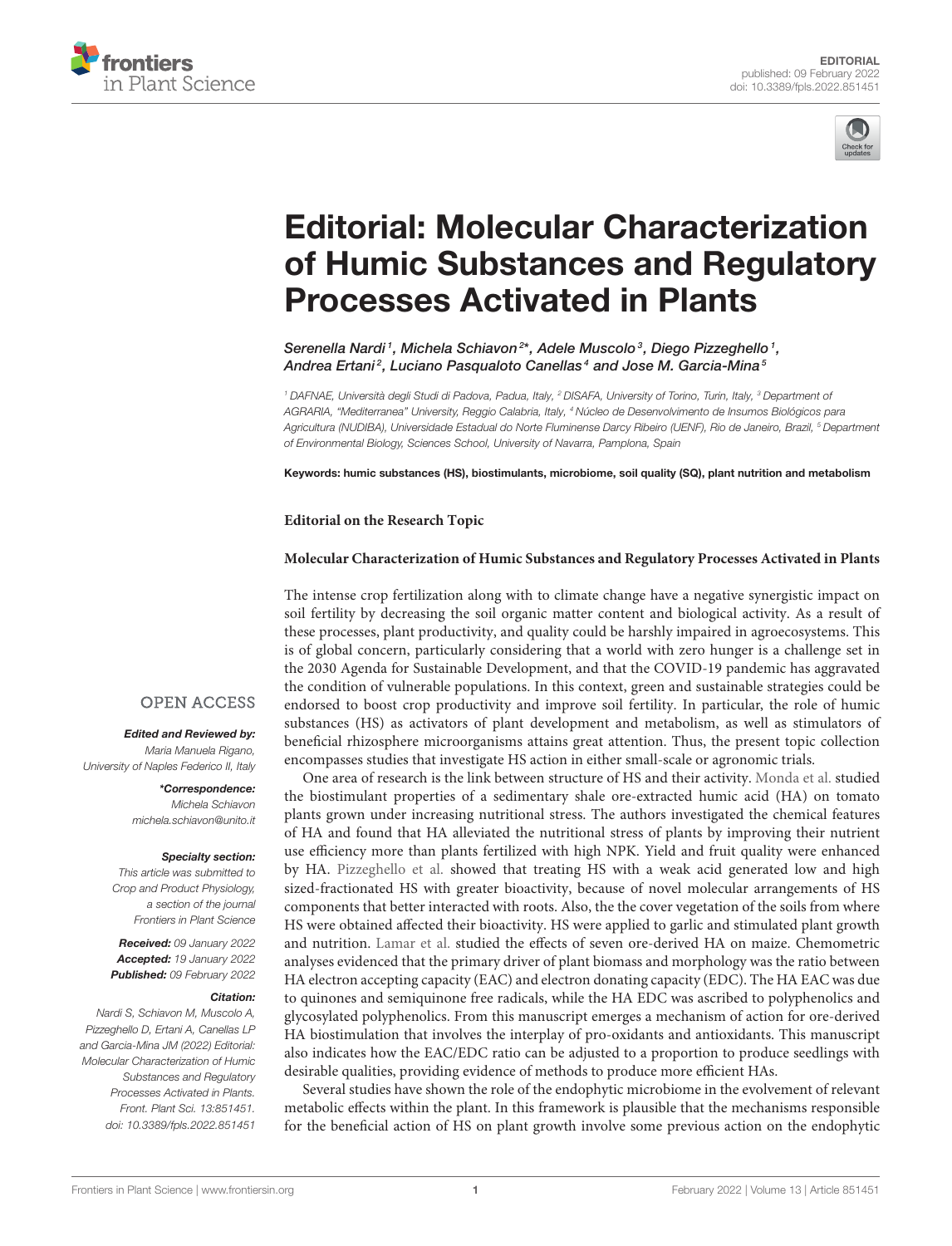EDITORIAL
published: 09 February 2022
doi: 10.3389/fpls.2022.851451

# Editorial: Molecular Characterization of Humic Substances and Regulatory Processes Activated in Plants

*Serenella Nardi[1], Michela Schiavon[2]\*, Adele Muscolo[3], Diego Pizzeghello[1], Andrea Ertani[2], Luciano Pasqualoto Canellas[4] and Jose M. Garcia-Mina[5]*

[1] DAFNAE, Università degli Studi di Padova, Padua, Italy, [2] DISAFA, University of Torino, Turin, Italy, [3] Department of AGRARIA, "Mediterranea" University, Reggio Calabria, Italy, [4] Núcleo de Desenvolvimento de Insumos Biológicos para Agricultura (NUDIBA), Universidade Estadual do Norte Fluminense Darcy Ribeiro (UENF), Rio de Janeiro, Brazil, [5] Department of Environmental Biology, Sciences School, University of Navarra, Pamplona, Spain

**Keywords:** humic substances (HS), biostimulants, microbiome, soil quality (SQ), plant nutrition and metabolism

**Editorial on the Research Topic**

**Molecular Characterization of Humic Substances and Regulatory Processes Activated in Plants**

OPEN ACCESS

***Edited and Reviewed by:***
*Maria Manuela Rigano, University of Naples Federico II, Italy*

***\*Correspondence:***
*Michela Schiavon*
*michela.schiavon@unito.it*

***Specialty section:***
*This article was submitted to Crop and Product Physiology, a section of the journal Frontiers in Plant Science*

***Received:*** *09 January 2022*
***Accepted:*** *19 January 2022*
***Published:*** *09 February 2022*

***Citation:***
*Nardi S, Schiavon M, Muscolo A, Pizzeghello D, Ertani A, Canellas LP and Garcia-Mina JM (2022) Editorial: Molecular Characterization of Humic Substances and Regulatory Processes Activated in Plants. Front. Plant Sci. 13:851451. doi: 10.3389/fpls.2022.851451*

The intense crop fertilization along with to climate change have a negative synergistic impact on soil fertility by decreasing the soil organic matter content and biological activity. As a result of these processes, plant productivity, and quality could be harshly impaired in agroecosystems. This is of global concern, particularly considering that a world with zero hunger is a challenge set in the 2030 Agenda for Sustainable Development, and that the COVID-19 pandemic has aggravated the condition of vulnerable populations. In this context, green and sustainable strategies could be endorsed to boost crop productivity and improve soil fertility. In particular, the role of humic substances (HS) as activators of plant development and metabolism, as well as stimulators of beneficial rhizosphere microorganisms attains great attention. Thus, the present topic collection encompasses studies that investigate HS action in either small-scale or agronomic trials.

One area of research is the link between structure of HS and their activity. Monda et al. studied the biostimulant properties of a sedimentary shale ore-extracted humic acid (HA) on tomato plants grown under increasing nutritional stress. The authors investigated the chemical features of HA and found that HA alleviated the nutritional stress of plants by improving their nutrient use efficiency more than plants fertilized with high NPK. Yield and fruit quality were enhanced by HA. Pizzeghello et al. showed that treating HS with a weak acid generated low and high sized-fractionated HS with greater bioactivity, because of novel molecular arrangements of HS components that better interacted with roots. Also, the the cover vegetation of the soils from where HS were obtained affected their bioactivity. HS were applied to garlic and stimulated plant growth and nutrition. Lamar et al. studied the effects of seven ore-derived HA on maize. Chemometric analyses evidenced that the primary driver of plant biomass and morphology was the ratio between HA electron accepting capacity (EAC) and electron donating capacity (EDC). The HA EAC was due to quinones and semiquinone free radicals, while the HA EDC was ascribed to polyphenolics and glycosylated polyphenolics. From this manuscript emerges a mechanism of action for ore-derived HA biostimulation that involves the interplay of pro-oxidants and antioxidants. This manuscript also indicates how the EAC/EDC ratio can be adjusted to a proportion to produce seedlings with desirable qualities, providing evidence of methods to produce more efficient HAs.

Several studies have shown the role of the endophytic microbiome in the evolvement of relevant metabolic effects within the plant. In this framework is plausible that the mechanisms responsible for the beneficial action of HS on plant growth involve some previous action on the endophytic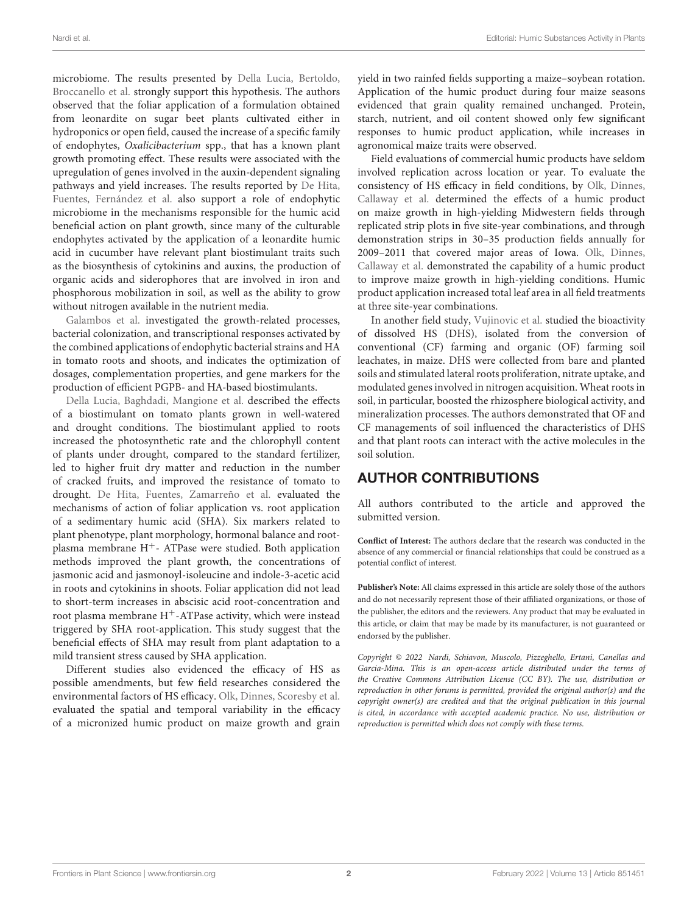microbiome. The results presented by Della Lucia, Bertoldo, Broccanello et al. strongly support this hypothesis. The authors observed that the foliar application of a formulation obtained from leonardite on sugar beet plants cultivated either in hydroponics or open field, caused the increase of a specific family of endophytes, *Oxalicibacterium* spp., that has a known plant growth promoting effect. These results were associated with the upregulation of genes involved in the auxin-dependent signaling pathways and yield increases. The results reported by De Hita, Fuentes, Fernández et al. also support a role of endophytic microbiome in the mechanisms responsible for the humic acid beneficial action on plant growth, since many of the culturable endophytes activated by the application of a leonardite humic acid in cucumber have relevant plant biostimulant traits such as the biosynthesis of cytokinins and auxins, the production of organic acids and siderophores that are involved in iron and phosphorous mobilization in soil, as well as the ability to grow without nitrogen available in the nutrient media.

Galambos et al. investigated the growth-related processes, bacterial colonization, and transcriptional responses activated by the combined applications of endophytic bacterial strains and HA in tomato roots and shoots, and indicates the optimization of dosages, complementation properties, and gene markers for the production of efficient PGPB- and HA-based biostimulants.

Della Lucia, Baghdadi, Mangione et al. described the effects of a biostimulant on tomato plants grown in well-watered and drought conditions. The biostimulant applied to roots increased the photosynthetic rate and the chlorophyll content of plants under drought, compared to the standard fertilizer, led to higher fruit dry matter and reduction in the number of cracked fruits, and improved the resistance of tomato to drought. De Hita, Fuentes, Zamarreño et al. evaluated the mechanisms of action of foliar application vs. root application of a sedimentary humic acid (SHA). Six markers related to plant phenotype, plant morphology, hormonal balance and root-plasma membrane $H^+$- ATPase were studied. Both application methods improved the plant growth, the concentrations of jasmonic acid and jasmonoyl-isoleucine and indole-3-acetic acid in roots and cytokinins in shoots. Foliar application did not lead to short-term increases in abscisic acid root-concentration and root plasma membrane $H^+$-ATPase activity, which were instead triggered by SHA root-application. This study suggest that the beneficial effects of SHA may result from plant adaptation to a mild transient stress caused by SHA application.

Different studies also evidenced the efficacy of HS as possible amendments, but few field researches considered the environmental factors of HS efficacy. Olk, Dinnes, Scoresby et al. evaluated the spatial and temporal variability in the efficacy of a micronized humic product on maize growth and grain yield in two rainfed fields supporting a maize–soybean rotation. Application of the humic product during four maize seasons evidenced that grain quality remained unchanged. Protein, starch, nutrient, and oil content showed only few significant responses to humic product application, while increases in agronomical maize traits were observed.

Field evaluations of commercial humic products have seldom involved replication across location or year. To evaluate the consistency of HS efficacy in field conditions, by Olk, Dinnes, Callaway et al. determined the effects of a humic product on maize growth in high-yielding Midwestern fields through replicated strip plots in five site-year combinations, and through demonstration strips in 30–35 production fields annually for 2009–2011 that covered major areas of Iowa. Olk, Dinnes, Callaway et al. demonstrated the capability of a humic product to improve maize growth in high-yielding conditions. Humic product application increased total leaf area in all field treatments at three site-year combinations.

In another field study, Vujinovic et al. studied the bioactivity of dissolved HS (DHS), isolated from the conversion of conventional (CF) farming and organic (OF) farming soil leachates, in maize. DHS were collected from bare and planted soils and stimulated lateral roots proliferation, nitrate uptake, and modulated genes involved in nitrogen acquisition. Wheat roots in soil, in particular, boosted the rhizosphere biological activity, and mineralization processes. The authors demonstrated that OF and CF managements of soil influenced the characteristics of DHS and that plant roots can interact with the active molecules in the soil solution.

## AUTHOR CONTRIBUTIONS

All authors contributed to the article and approved the submitted version.

**Conflict of Interest:** The authors declare that the research was conducted in the absence of any commercial or financial relationships that could be construed as a potential conflict of interest.

**Publisher's Note:** All claims expressed in this article are solely those of the authors and do not necessarily represent those of their affiliated organizations, or those of the publisher, the editors and the reviewers. Any product that may be evaluated in this article, or claim that may be made by its manufacturer, is not guaranteed or endorsed by the publisher.

*Copyright © 2022 Nardi, Schiavon, Muscolo, Pizzeghello, Ertani, Canellas and Garcia-Mina. This is an open-access article distributed under the terms of the Creative Commons Attribution License (CC BY). The use, distribution or reproduction in other forums is permitted, provided the original author(s) and the copyright owner(s) are credited and that the original publication in this journal is cited, in accordance with accepted academic practice. No use, distribution or reproduction is permitted which does not comply with these terms.*